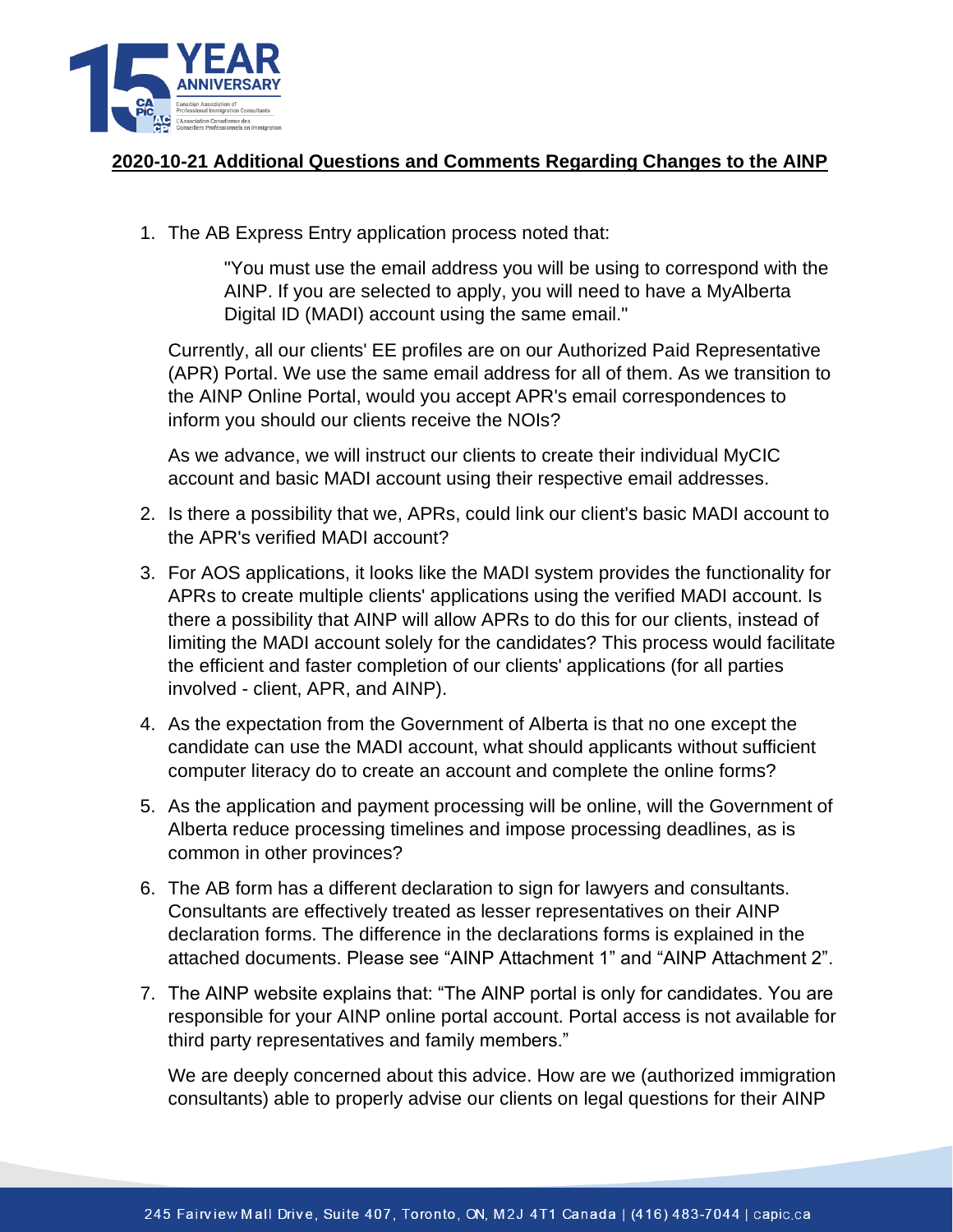## 2020-10-21 Additional Questions and Comments Regarding Changes to the AINP

1. The AB Express Entry application process noted that:

   > "You must use the email address you will be using to correspond with the AINP. If you are selected to apply, you will need to have a MyAlberta Digital ID (MADI) account using the same email."

   Currently, all our clients' EE profiles are on our Authorized Paid Representative (APR) Portal. We use the same email address for all of them. As we transition to the AINP Online Portal, would you accept APR's email correspondences to inform you should our clients receive the NOIs?

   As we advance, we will instruct our clients to create their individual MyCIC account and basic MADI account using their respective email addresses.

2. Is there a possibility that we, APRs, could link our client's basic MADI account to the APR's verified MADI account?

3. For AOS applications, it looks like the MADI system provides the functionality for APRs to create multiple clients' applications using the verified MADI account. Is there a possibility that AINP will allow APRs to do this for our clients, instead of limiting the MADI account solely for the candidates? This process would facilitate the efficient and faster completion of our clients' applications (for all parties involved - client, APR, and AINP).

4. As the expectation from the Government of Alberta is that no one except the candidate can use the MADI account, what should applicants without sufficient computer literacy do to create an account and complete the online forms?

5. As the application and payment processing will be online, will the Government of Alberta reduce processing timelines and impose processing deadlines, as is common in other provinces?

6. The AB form has a different declaration to sign for lawyers and consultants. Consultants are effectively treated as lesser representatives on their AINP declaration forms. The difference in the declarations forms is explained in the attached documents. Please see "AINP Attachment 1" and "AINP Attachment 2".

7. The AINP website explains that: "The AINP portal is only for candidates. You are responsible for your AINP online portal account. Portal access is not available for third party representatives and family members."

   We are deeply concerned about this advice. How are we (authorized immigration consultants) able to properly advise our clients on legal questions for their AINP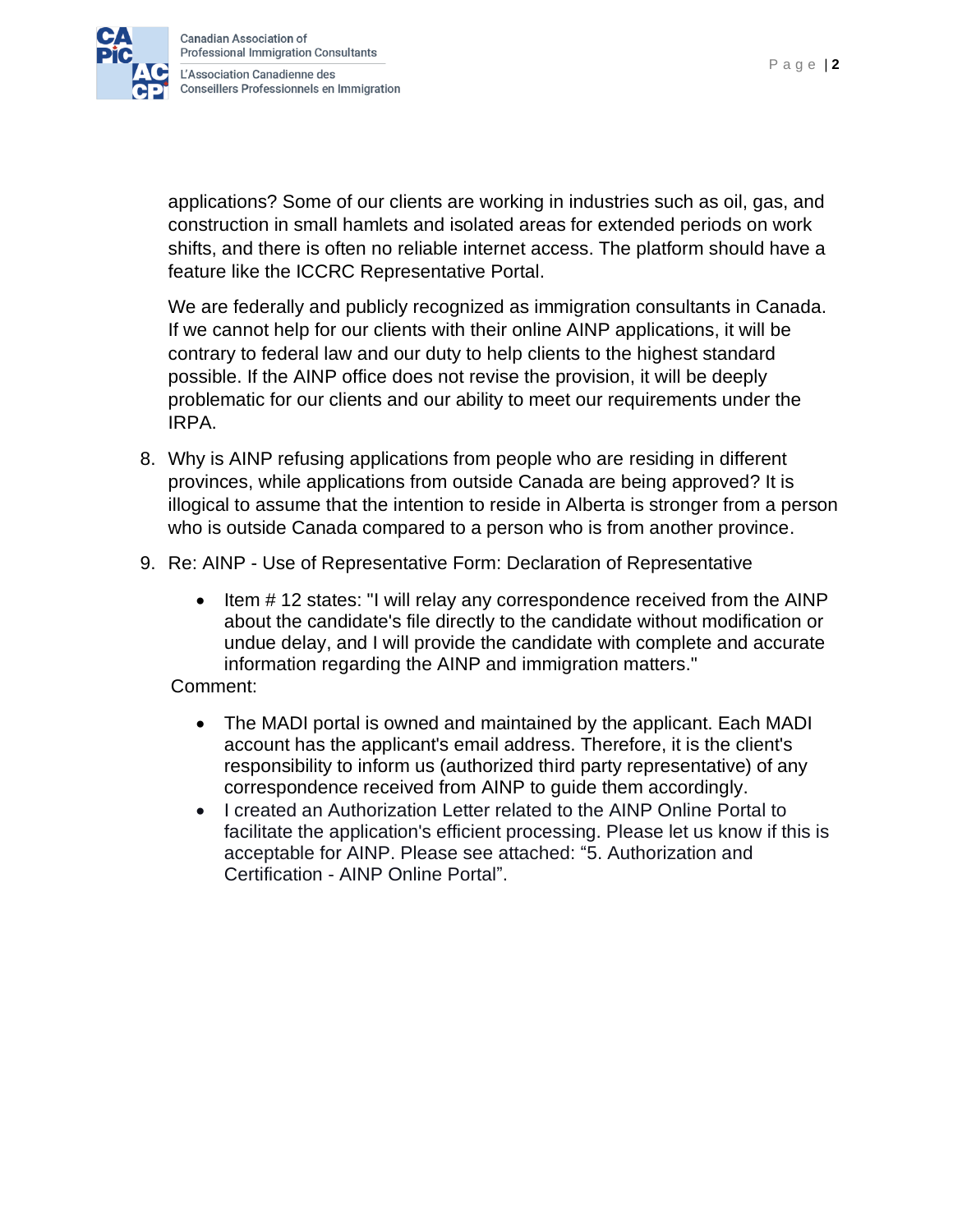applications? Some of our clients are working in industries such as oil, gas, and construction in small hamlets and isolated areas for extended periods on work shifts, and there is often no reliable internet access. The platform should have a feature like the ICCRC Representative Portal.

We are federally and publicly recognized as immigration consultants in Canada. If we cannot help for our clients with their online AINP applications, it will be contrary to federal law and our duty to help clients to the highest standard possible. If the AINP office does not revise the provision, it will be deeply problematic for our clients and our ability to meet our requirements under the IRPA.

8. Why is AINP refusing applications from people who are residing in different provinces, while applications from outside Canada are being approved? It is illogical to assume that the intention to reside in Alberta is stronger from a person who is outside Canada compared to a person who is from another province.

9. Re: AINP - Use of Representative Form: Declaration of Representative

    - Item # 12 states: "I will relay any correspondence received from the AINP about the candidate's file directly to the candidate without modification or undue delay, and I will provide the candidate with complete and accurate information regarding the AINP and immigration matters."

   Comment:

    - The MADI portal is owned and maintained by the applicant. Each MADI account has the applicant's email address. Therefore, it is the client's responsibility to inform us (authorized third party representative) of any correspondence received from AINP to guide them accordingly.
    - I created an Authorization Letter related to the AINP Online Portal to facilitate the application's efficient processing. Please let us know if this is acceptable for AINP. Please see attached: "5. Authorization and Certification - AINP Online Portal".